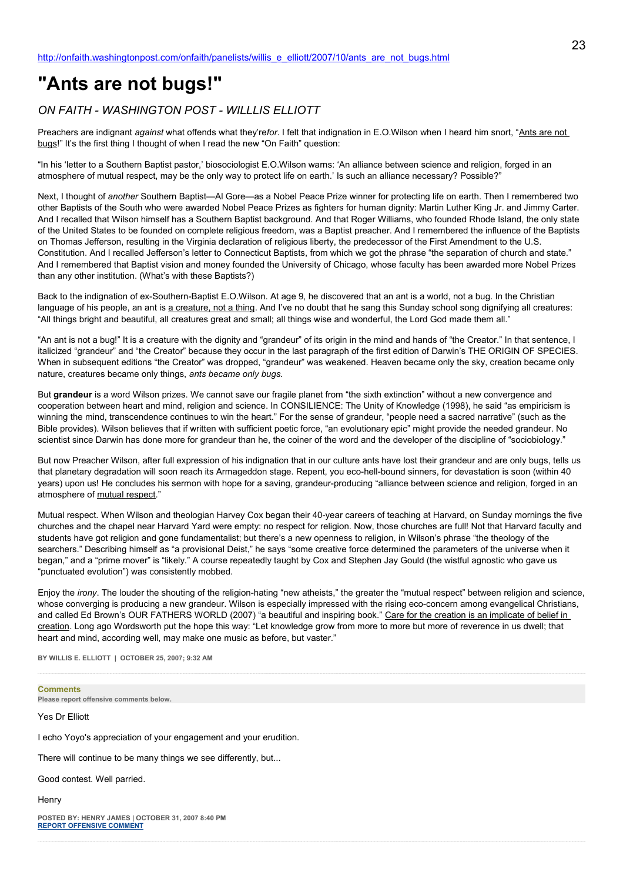http://onfaith.washingtonpost.com/onfaith/panelists/willis_e_elliott/2007/10/ants_are_not_bugs.html

# "Ants are not bugs!"

*ON FAITH - WASHINGTON POST - WILLLIS ELLIOTT*

Preachers are indignant *against* what offends what they're*for*. I felt that indignation in E.O.Wilson when I heard him snort, "Ants are not bugs!" It's the first thing I thought of when I read the new "On Faith" question:

"In his 'letter to a Southern Baptist pastor,' biosociologist E.O.Wilson warns: 'An alliance between science and religion, forged in an atmosphere of mutual respect, may be the only way to protect life on earth.' Is such an alliance necessary? Possible?"

Next, I thought of *another* Southern Baptist—Al Gore—as a Nobel Peace Prize winner for protecting life on earth. Then I remembered two other Baptists of the South who were awarded Nobel Peace Prizes as fighters for human dignity: Martin Luther King Jr. and Jimmy Carter. And I recalled that Wilson himself has a Southern Baptist background. And that Roger Williams, who founded Rhode Island, the only state of the United States to be founded on complete religious freedom, was a Baptist preacher. And I remembered the influence of the Baptists on Thomas Jefferson, resulting in the Virginia declaration of religious liberty, the predecessor of the First Amendment to the U.S. Constitution. And I recalled Jefferson's letter to Connecticut Baptists, from which we got the phrase "the separation of church and state." And I remembered that Baptist vision and money founded the University of Chicago, whose faculty has been awarded more Nobel Prizes than any other institution. (What's with these Baptists?)

Back to the indignation of ex-Southern-Baptist E.O.Wilson. At age 9, he discovered that an ant is a world, not a bug. In the Christian language of his people, an ant is a creature, not a thing. And I've no doubt that he sang this Sunday school song dignifying all creatures: "All things bright and beautiful, all creatures great and small; all things wise and wonderful, the Lord God made them all."

"An ant is not a bug!" It is a creature with the dignity and "grandeur" of its origin in the mind and hands of "the Creator." In that sentence, I italicized "grandeur" and "the Creator" because they occur in the last paragraph of the first edition of Darwin's THE ORIGIN OF SPECIES. When in subsequent editions "the Creator" was dropped, "grandeur" was weakened. Heaven became only the sky, creation became only nature, creatures became only things, *ants became only bugs.*

But **grandeur** is a word Wilson prizes. We cannot save our fragile planet from "the sixth extinction" without a new convergence and cooperation between heart and mind, religion and science. In CONSILIENCE: The Unity of Knowledge (1998), he said "as empiricism is winning the mind, transcendence continues to win the heart." For the sense of grandeur, "people need a sacred narrative" (such as the Bible provides). Wilson believes that if written with sufficient poetic force, "an evolutionary epic" might provide the needed grandeur. No scientist since Darwin has done more for grandeur than he, the coiner of the word and the developer of the discipline of "sociobiology."

But now Preacher Wilson, after full expression of his indignation that in our culture ants have lost their grandeur and are only bugs, tells us that planetary degradation will soon reach its Armageddon stage. Repent, you eco-hell-bound sinners, for devastation is soon (within 40 years) upon us! He concludes his sermon with hope for a saving, grandeur-producing "alliance between science and religion, forged in an atmosphere of mutual respect."

Mutual respect. When Wilson and theologian Harvey Cox began their 40-year careers of teaching at Harvard, on Sunday mornings the five churches and the chapel near Harvard Yard were empty: no respect for religion. Now, those churches are full! Not that Harvard faculty and students have got religion and gone fundamentalist; but there's a new openness to religion, in Wilson's phrase "the theology of the searchers." Describing himself as "a provisional Deist," he says "some creative force determined the parameters of the universe when it began," and a "prime mover" is "likely." A course repeatedly taught by Cox and Stephen Jay Gould (the wistful agnostic who gave us "punctuated evolution") was consistently mobbed.

Enjoy the *irony*. The louder the shouting of the religion-hating "new atheists," the greater the "mutual respect" between religion and science, whose converging is producing a new grandeur. Wilson is especially impressed with the rising eco-concern among evangelical Christians, and called Ed Brown's OUR FATHERS WORLD (2007) "a beautiful and inspiring book." Care for the creation is an implicate of belief in creation. Long ago Wordsworth put the hope this way: "Let knowledge grow from more to more but more of reverence in us dwell; that heart and mind, according well, may make one music as before, but vaster."

**BY WILLIS E. ELLIOTT | OCTOBER 25, 2007; 9:32 AM**

---

**Comments**

**Please report offensive comments below.**

Yes Dr Elliott

I echo Yoyo's appreciation of your engagement and your erudition.

There will continue to be many things we see differently, but...

Good contest. Well parried.

Henry

**POSTED BY: HENRY JAMES | OCTOBER 31, 2007 8:40 PM**
**REPORT OFFENSIVE COMMENT**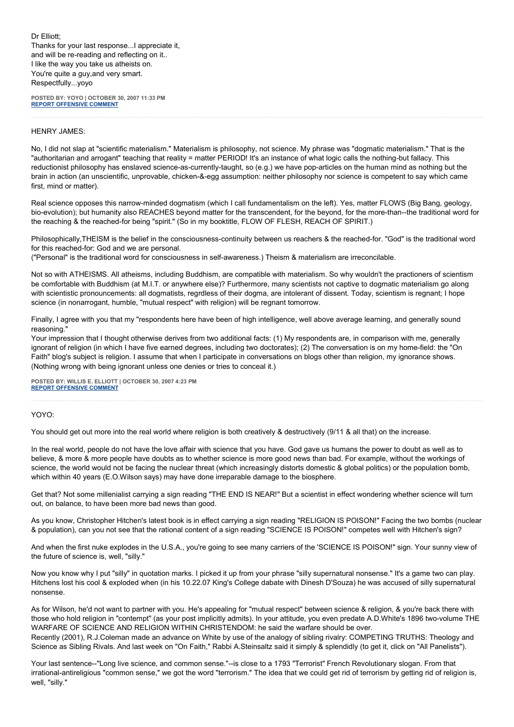Dr Elliott;
Thanks for your last response...I appreciate it,
and will be re-reading and reflecting on it..
I like the way you take us atheists on.
You're quite a guy,and very smart.
Respectfully...yoyo

**POSTED BY: YOYO | OCTOBER 30, 2007 11:33 PM**
**REPORT OFFENSIVE COMMENT**

---

HENRY JAMES:

No, I did not slap at "scientific materialism." Materialism is philosophy, not science. My phrase was "dogmatic materialism." That is the "authoritarian and arrogant" teaching that reality = matter PERIOD! It's an instance of what logic calls the nothing-but fallacy. This reductionist philosophy has enslaved science-as-currently-taught, so (e.g.) we have pop-articles on the human mind as nothing but the brain in action (an unscientific, unprovable, chicken-&-egg assumption: neither philosophy nor science is competent to say which came first, mind or matter).

Real science opposes this narrow-minded dogmatism (which I call fundamentalism on the left). Yes, matter FLOWS (Big Bang, geology, bio-evolution); but humanity also REACHES beyond matter for the transcendent, for the beyond, for the more-than--the traditional word for the reaching & the reached-for being "spirit." (So in my booktitle, FLOW OF FLESH, REACH OF SPIRIT.)

Philosophically,THEISM is the belief in the consciousness-continuity between us reachers & the reached-for. "God" is the traditional word for this reached-for: God and we are personal.
("Personal" is the traditional word for consciousness in self-awareness.) Theism & materialism are irreconcilable.

Not so with ATHEISMS. All atheisms, including Buddhism, are compatible with materialism. So why wouldn't the practioners of scientism be comfortable with Buddhism (at M.I.T. or anywhere else)? Furthermore, many scientists not captive to dogmatic materialism go along with scientistic pronouncements: all dogmatists, regrdless of their dogma, are intolerant of dissent. Today, scientism is regnant; I hope science (in nonarrogant, humble, "mutual respect" with religion) will be regnant tomorrow.

Finally, I agree with you that my "respondents here have been of high intelligence, well above average learning, and generally sound reasoning."
Your impression that I thought otherwise derives from two additional facts: (1) My respondents are, in comparison with me, generally ignorant of religion (in which I have five earned degrees, including two doctorates); (2) The conversation is on my home-field: the "On Faith" blog's subject is religion. I assume that when I participate in conversations on blogs other than religion, my ignorance shows. (Nothing wrong with being ignorant unless one denies or tries to conceal it.)

**POSTED BY: WILLIS E. ELLIOTT | OCTOBER 30, 2007 4:23 PM**
**REPORT OFFENSIVE COMMENT**

---

YOYO:

You should get out more into the real world where religion is both creatively & destructively (9/11 & all that) on the increase.

In the real world, people do not have the love affair with science that you have. God gave us humans the power to doubt as well as to believe, & more & more people have doubts as to whether science is more good news than bad. For example, without the workings of science, the world would not be facing the nuclear threat (which increasingly distorts domestic & global politics) or the population bomb, which within 40 years (E.O.Wilson says) may have done irreparable damage to the biosphere.

Get that? Not some millenialist carrying a sign reading "THE END IS NEAR!" But a scientist in effect wondering whether science will turn out, on balance, to have been more bad news than good.

As you know, Christopher Hitchen's latest book is in effect carrying a sign reading "RELIGION IS POISON!" Facing the two bombs (nuclear & population), can you not see that the rational content of a sign reading "SCIENCE IS POISON!" competes well with Hitchen's sign?

And when the first nuke explodes in the U.S.A., you're going to see many carriers of the 'SCIENCE IS POISON!" sign. Your sunny view of the future of science is, well, "silly."

Now you know why I put "silly" in quotation marks. I picked it up from your phrase "silly supernatural nonsense." It's a game two can play. Hitchens lost his cool & exploded when (in his 10.22.07 King's College dabate with Dinesh D'Souza) he was accused of silly supernatural nonsense.

As for Wilson, he'd not want to partner with you. He's appealing for "mutual respect" between science & religion, & you're back there with those who hold religion in "contempt" (as your post implicitly admits). In your attitude, you even predate A.D.White's 1896 two-volume THE WARFARE OF SCIENCE AND RELIGION WITHIN CHRISTENDOM: he said the warfare should be over.
Recently (2001), R.J.Coleman made an advance on White by use of the analogy of sibling rivalry: COMPETING TRUTHS: Theology and Science as Sibling Rivals. And last week on "On Faith," Rabbi A.Steinsaltz said it simply & splendidly (to get it, click on "All Panelists").

Your last sentence--"Long live science, and common sense."--is close to a 1793 "Terrorist" French Revolutionary slogan. From that irrational-antireligious "common sense," we got the word "terrorism." The idea that we could get rid of terrorism by getting rid of religion is, well, "silly."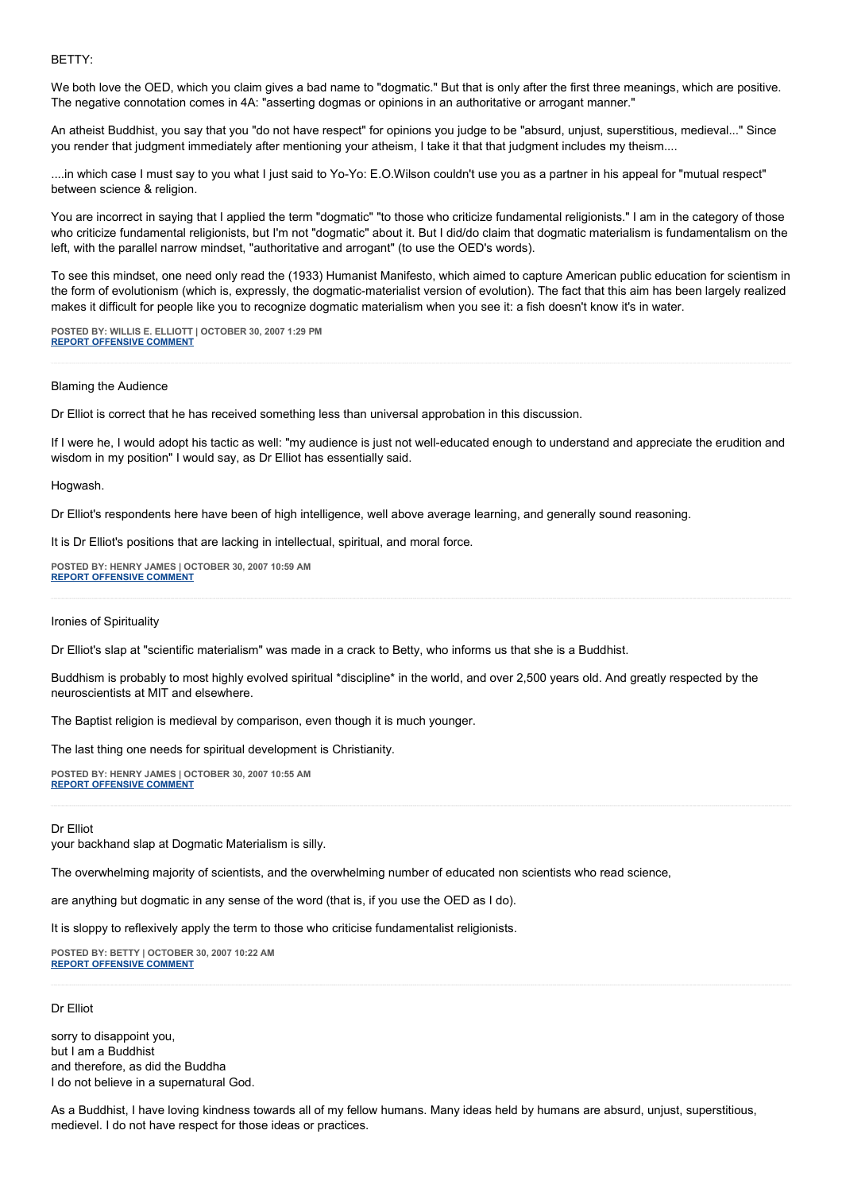BETTY:

We both love the OED, which you claim gives a bad name to "dogmatic." But that is only after the first three meanings, which are positive. The negative connotation comes in 4A: "asserting dogmas or opinions in an authoritative or arrogant manner."

An atheist Buddhist, you say that you "do not have respect" for opinions you judge to be "absurd, unjust, superstitious, medieval..." Since you render that judgment immediately after mentioning your atheism, I take it that that judgment includes my theism....

....in which case I must say to you what I just said to Yo-Yo: E.O.Wilson couldn't use you as a partner in his appeal for "mutual respect" between science & religion.

You are incorrect in saying that I applied the term "dogmatic" "to those who criticize fundamental religionists." I am in the category of those who criticize fundamental religionists, but I'm not "dogmatic" about it. But I did/do claim that dogmatic materialism is fundamentalism on the left, with the parallel narrow mindset, "authoritative and arrogant" (to use the OED's words).

To see this mindset, one need only read the (1933) Humanist Manifesto, which aimed to capture American public education for scientism in the form of evolutionism (which is, expressly, the dogmatic-materialist version of evolution). The fact that this aim has been largely realized makes it difficult for people like you to recognize dogmatic materialism when you see it: a fish doesn't know it's in water.

**POSTED BY: WILLIS E. ELLIOTT | OCTOBER 30, 2007 1:29 PM**
**REPORT OFFENSIVE COMMENT**

---

Blaming the Audience

Dr Elliot is correct that he has received something less than universal approbation in this discussion.

If I were he, I would adopt his tactic as well: "my audience is just not well-educated enough to understand and appreciate the erudition and wisdom in my position" I would say, as Dr Elliot has essentially said.

Hogwash.

Dr Elliot's respondents here have been of high intelligence, well above average learning, and generally sound reasoning.

It is Dr Elliot's positions that are lacking in intellectual, spiritual, and moral force.

**POSTED BY: HENRY JAMES | OCTOBER 30, 2007 10:59 AM**
**REPORT OFFENSIVE COMMENT**

---

Ironies of Spirituality

Dr Elliot's slap at "scientific materialism" was made in a crack to Betty, who informs us that she is a Buddhist.

Buddhism is probably to most highly evolved spiritual *discipline* in the world, and over 2,500 years old. And greatly respected by the neuroscientists at MIT and elsewhere.

The Baptist religion is medieval by comparison, even though it is much younger.

The last thing one needs for spiritual development is Christianity.

**POSTED BY: HENRY JAMES | OCTOBER 30, 2007 10:55 AM**
**REPORT OFFENSIVE COMMENT**

---

Dr Elliot
your backhand slap at Dogmatic Materialism is silly.

The overwhelming majority of scientists, and the overwhelming number of educated non scientists who read science,

are anything but dogmatic in any sense of the word (that is, if you use the OED as I do).

It is sloppy to reflexively apply the term to those who criticise fundamentalist religionists.

**POSTED BY: BETTY | OCTOBER 30, 2007 10:22 AM**
**REPORT OFFENSIVE COMMENT**

---

Dr Elliot

sorry to disappoint you,
but I am a Buddhist
and therefore, as did the Buddha
I do not believe in a supernatural God.

As a Buddhist, I have loving kindness towards all of my fellow humans. Many ideas held by humans are absurd, unjust, superstitious, medievel. I do not have respect for those ideas or practices.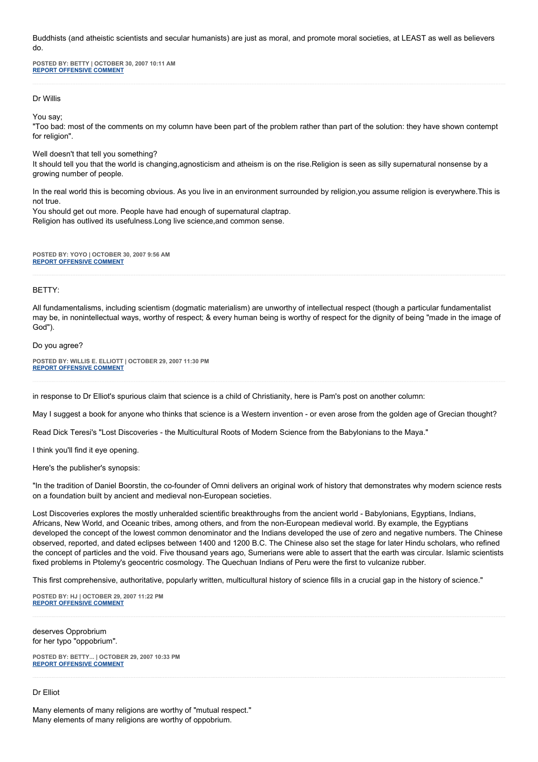Buddhists (and atheistic scientists and secular humanists) are just as moral, and promote moral societies, at LEAST as well as believers do.

**POSTED BY: BETTY | OCTOBER 30, 2007 10:11 AM**
**REPORT OFFENSIVE COMMENT**

---

Dr Willis

You say;
"Too bad: most of the comments on my column have been part of the problem rather than part of the solution: they have shown contempt for religion".

Well doesn't that tell you something?
It should tell you that the world is changing,agnosticism and atheism is on the rise.Religion is seen as silly supernatural nonsense by a growing number of people.

In the real world this is becoming obvious. As you live in an environment surrounded by religion,you assume religion is everywhere.This is not true.
You should get out more. People have had enough of supernatural claptrap.
Religion has outlived its usefulness.Long live science,and common sense.

**POSTED BY: YOYO | OCTOBER 30, 2007 9:56 AM**
**REPORT OFFENSIVE COMMENT**

---

BETTY:

All fundamentalisms, including scientism (dogmatic materialism) are unworthy of intellectual respect (though a particular fundamentalist may be, in nonintellectual ways, worthy of respect; & every human being is worthy of respect for the dignity of being "made in the image of God").

Do you agree?

**POSTED BY: WILLIS E. ELLIOTT | OCTOBER 29, 2007 11:30 PM**
**REPORT OFFENSIVE COMMENT**

---

in response to Dr Elliot's spurious claim that science is a child of Christianity, here is Pam's post on another column:

May I suggest a book for anyone who thinks that science is a Western invention - or even arose from the golden age of Grecian thought?

Read Dick Teresi's "Lost Discoveries - the Multicultural Roots of Modern Science from the Babylonians to the Maya."

I think you'll find it eye opening.

Here's the publisher's synopsis:

"In the tradition of Daniel Boorstin, the co-founder of Omni delivers an original work of history that demonstrates why modern science rests on a foundation built by ancient and medieval non-European societies.

Lost Discoveries explores the mostly unheralded scientific breakthroughs from the ancient world - Babylonians, Egyptians, Indians, Africans, New World, and Oceanic tribes, among others, and from the non-European medieval world. By example, the Egyptians developed the concept of the lowest common denominator and the Indians developed the use of zero and negative numbers. The Chinese observed, reported, and dated eclipses between 1400 and 1200 B.C. The Chinese also set the stage for later Hindu scholars, who refined the concept of particles and the void. Five thousand years ago, Sumerians were able to assert that the earth was circular. Islamic scientists fixed problems in Ptolemy's geocentric cosmology. The Quechuan Indians of Peru were the first to vulcanize rubber.

This first comprehensive, authoritative, popularly written, multicultural history of science fills in a crucial gap in the history of science."

**POSTED BY: HJ | OCTOBER 29, 2007 11:22 PM**
**REPORT OFFENSIVE COMMENT**

---

deserves Opprobrium
for her typo "oppobrium".

**POSTED BY: BETTY... | OCTOBER 29, 2007 10:33 PM**
**REPORT OFFENSIVE COMMENT**

---

Dr Elliot

Many elements of many religions are worthy of "mutual respect."
Many elements of many religions are worthy of oppobrium.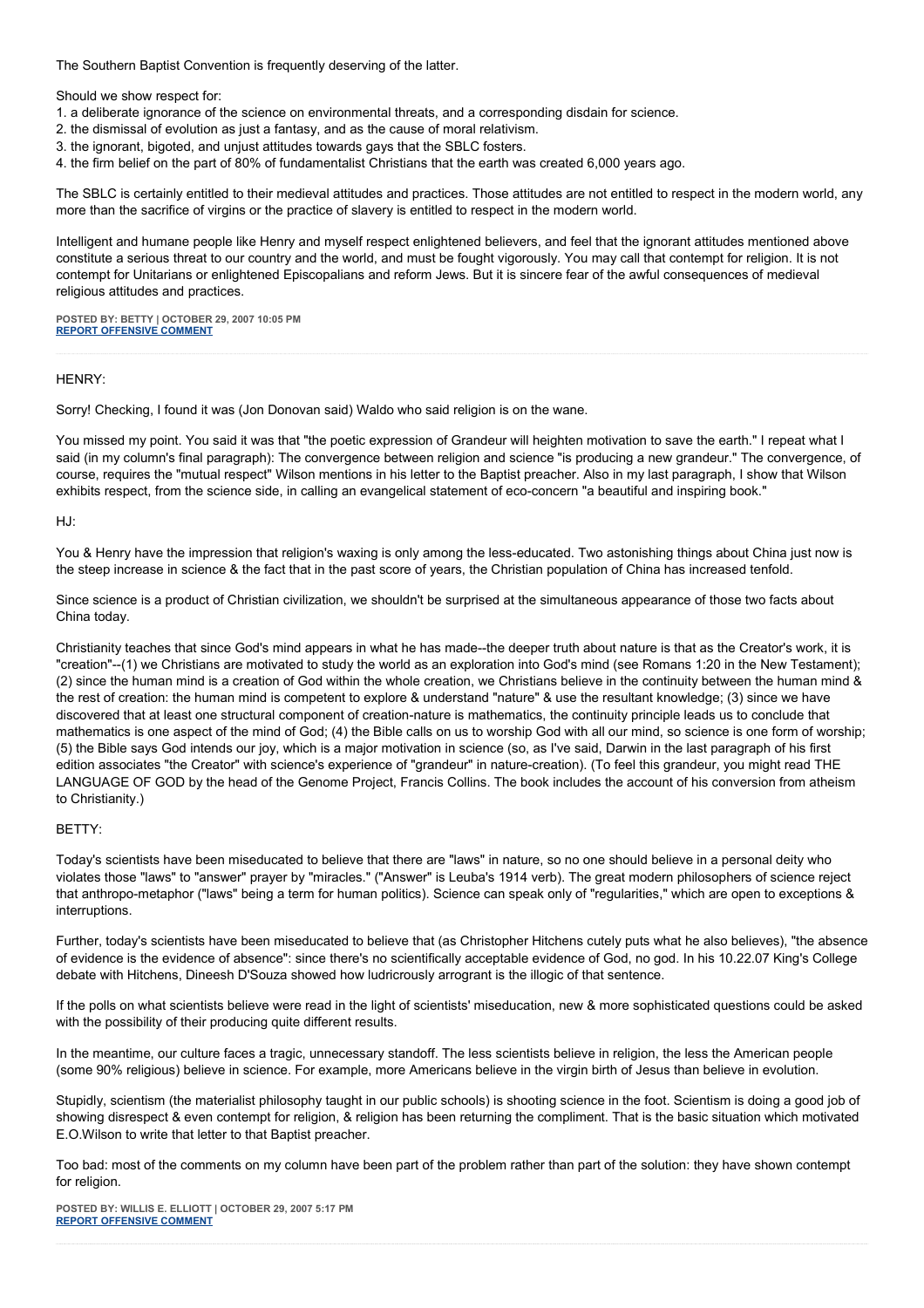The Southern Baptist Convention is frequently deserving of the latter.

Should we show respect for:
1. a deliberate ignorance of the science on environmental threats, and a corresponding disdain for science.
2. the dismissal of evolution as just a fantasy, and as the cause of moral relativism.
3. the ignorant, bigoted, and unjust attitudes towards gays that the SBLC fosters.
4. the firm belief on the part of 80% of fundamentalist Christians that the earth was created 6,000 years ago.

The SBLC is certainly entitled to their medieval attitudes and practices. Those attitudes are not entitled to respect in the modern world, any more than the sacrifice of virgins or the practice of slavery is entitled to respect in the modern world.

Intelligent and humane people like Henry and myself respect enlightened believers, and feel that the ignorant attitudes mentioned above constitute a serious threat to our country and the world, and must be fought vigorously. You may call that contempt for religion. It is not contempt for Unitarians or enlightened Episcopalians and reform Jews. But it is sincere fear of the awful consequences of medieval religious attitudes and practices.

**POSTED BY: BETTY | OCTOBER 29, 2007 10:05 PM**
**REPORT OFFENSIVE COMMENT**

---

HENRY:

Sorry! Checking, I found it was (Jon Donovan said) Waldo who said religion is on the wane.

You missed my point. You said it was that "the poetic expression of Grandeur will heighten motivation to save the earth." I repeat what I said (in my column's final paragraph): The convergence between religion and science "is producing a new grandeur." The convergence, of course, requires the "mutual respect" Wilson mentions in his letter to the Baptist preacher. Also in my last paragraph, I show that Wilson exhibits respect, from the science side, in calling an evangelical statement of eco-concern "a beautiful and inspiring book."

HJ:

You & Henry have the impression that religion's waxing is only among the less-educated. Two astonishing things about China just now is the steep increase in science & the fact that in the past score of years, the Christian population of China has increased tenfold.

Since science is a product of Christian civilization, we shouldn't be surprised at the simultaneous appearance of those two facts about China today.

Christianity teaches that since God's mind appears in what he has made--the deeper truth about nature is that as the Creator's work, it is "creation"--(1) we Christians are motivated to study the world as an exploration into God's mind (see Romans 1:20 in the New Testament); (2) since the human mind is a creation of God within the whole creation, we Christians believe in the continuity between the human mind & the rest of creation: the human mind is competent to explore & understand "nature" & use the resultant knowledge; (3) since we have discovered that at least one structural component of creation-nature is mathematics, the continuity principle leads us to conclude that mathematics is one aspect of the mind of God; (4) the Bible calls on us to worship God with all our mind, so science is one form of worship; (5) the Bible says God intends our joy, which is a major motivation in science (so, as I've said, Darwin in the last paragraph of his first edition associates "the Creator" with science's experience of "grandeur" in nature-creation). (To feel this grandeur, you might read THE LANGUAGE OF GOD by the head of the Genome Project, Francis Collins. The book includes the account of his conversion from atheism to Christianity.)

BETTY:

Today's scientists have been miseducated to believe that there are "laws" in nature, so no one should believe in a personal deity who violates those "laws" to "answer" prayer by "miracles." ("Answer" is Leuba's 1914 verb). The great modern philosophers of science reject that anthropo-metaphor ("laws" being a term for human politics). Science can speak only of "regularities," which are open to exceptions & interruptions.

Further, today's scientists have been miseducated to believe that (as Christopher Hitchens cutely puts what he also believes), "the absence of evidence is the evidence of absence": since there's no scientifically acceptable evidence of God, no god. In his 10.22.07 King's College debate with Hitchens, Dineesh D'Souza showed how ludricrously arrogant is the illogic of that sentence.

If the polls on what scientists believe were read in the light of scientists' miseducation, new & more sophisticated questions could be asked with the possibility of their producing quite different results.

In the meantime, our culture faces a tragic, unnecessary standoff. The less scientists believe in religion, the less the American people (some 90% religious) believe in science. For example, more Americans believe in the virgin birth of Jesus than believe in evolution.

Stupidly, scientism (the materialist philosophy taught in our public schools) is shooting science in the foot. Scientism is doing a good job of showing disrespect & even contempt for religion, & religion has been returning the compliment. That is the basic situation which motivated E.O.Wilson to write that letter to that Baptist preacher.

Too bad: most of the comments on my column have been part of the problem rather than part of the solution: they have shown contempt for religion.

**POSTED BY: WILLIS E. ELLIOTT | OCTOBER 29, 2007 5:17 PM**
**REPORT OFFENSIVE COMMENT**

---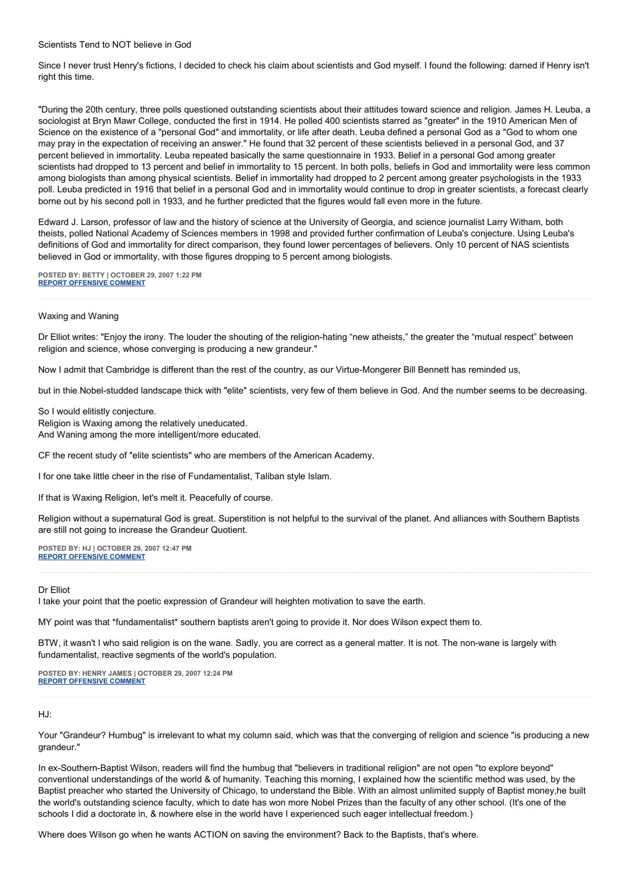Scientists Tend to NOT believe in God

Since I never trust Henry's fictions, I decided to check his claim about scientists and God myself. I found the following: darned if Henry isn't right this time.

"During the 20th century, three polls questioned outstanding scientists about their attitudes toward science and religion. James H. Leuba, a sociologist at Bryn Mawr College, conducted the first in 1914. He polled 400 scientists starred as "greater" in the 1910 American Men of Science on the existence of a "personal God" and immortality, or life after death. Leuba defined a personal God as a "God to whom one may pray in the expectation of receiving an answer." He found that 32 percent of these scientists believed in a personal God, and 37 percent believed in immortality. Leuba repeated basically the same questionnaire in 1933. Belief in a personal God among greater scientists had dropped to 13 percent and belief in immortality to 15 percent. In both polls, beliefs in God and immortality were less common among biologists than among physical scientists. Belief in immortality had dropped to 2 percent among greater psychologists in the 1933 poll. Leuba predicted in 1916 that belief in a personal God and in immortality would continue to drop in greater scientists, a forecast clearly borne out by his second poll in 1933, and he further predicted that the figures would fall even more in the future.

Edward J. Larson, professor of law and the history of science at the University of Georgia, and science journalist Larry Witham, both theists, polled National Academy of Sciences members in 1998 and provided further confirmation of Leuba's conjecture. Using Leuba's definitions of God and immortality for direct comparison, they found lower percentages of believers. Only 10 percent of NAS scientists believed in God or immortality, with those figures dropping to 5 percent among biologists.

**POSTED BY: BETTY | OCTOBER 29, 2007 1:22 PM**
**REPORT OFFENSIVE COMMENT**

---

Waxing and Waning

Dr Elliot writes: "Enjoy the irony. The louder the shouting of the religion-hating “new atheists,” the greater the “mutual respect” between religion and science, whose converging is producing a new grandeur."

Now I admit that Cambridge is different than the rest of the country, as our Virtue-Mongerer Bill Bennett has reminded us,

but in thie Nobel-studded landscape thick with "elite" scientists, very few of them believe in God. And the number seems to be decreasing.

So I would elitistly conjecture.
Religion is Waxing among the relatively uneducated.
And Waning among the more intelligent/more educated.

CF the recent study of "elite scientists" who are members of the American Academy.

I for one take little cheer in the rise of Fundamentalist, Taliban style Islam.

If that is Waxing Religion, let's melt it. Peacefully of course.

Religion without a supernatural God is great. Superstition is not helpful to the survival of the planet. And alliances with Southern Baptists are still not going to increase the Grandeur Quotient.

**POSTED BY: HJ | OCTOBER 29, 2007 12:47 PM**
**REPORT OFFENSIVE COMMENT**

---

Dr Elliot
I take your point that the poetic expression of Grandeur will heighten motivation to save the earth.

MY point was that *fundamentalist* southern baptists aren't going to provide it. Nor does Wilson expect them to.

BTW, it wasn't I who said religion is on the wane. Sadly, you are correct as a general matter. It is not. The non-wane is largely with fundamentalist, reactive segments of the world's population.

**POSTED BY: HENRY JAMES | OCTOBER 29, 2007 12:24 PM**
**REPORT OFFENSIVE COMMENT**

---

HJ:

Your "Grandeur? Humbug" is irrelevant to what my column said, which was that the converging of religion and science "is producing a new grandeur."

In ex-Southern-Baptist Wilson, readers will find the humbug that "believers in traditional religion" are not open "to explore beyond" conventional understandings of the world & of humanity. Teaching this morning, I explained how the scientific method was used, by the Baptist preacher who started the University of Chicago, to understand the Bible. With an almost unlimited supply of Baptist money,he built the world's outstanding science faculty, which to date has won more Nobel Prizes than the faculty of any other school. (It's one of the schools I did a doctorate in, & nowhere else in the world have I experienced such eager intellectual freedom.)

Where does Wilson go when he wants ACTION on saving the environment? Back to the Baptists, that's where.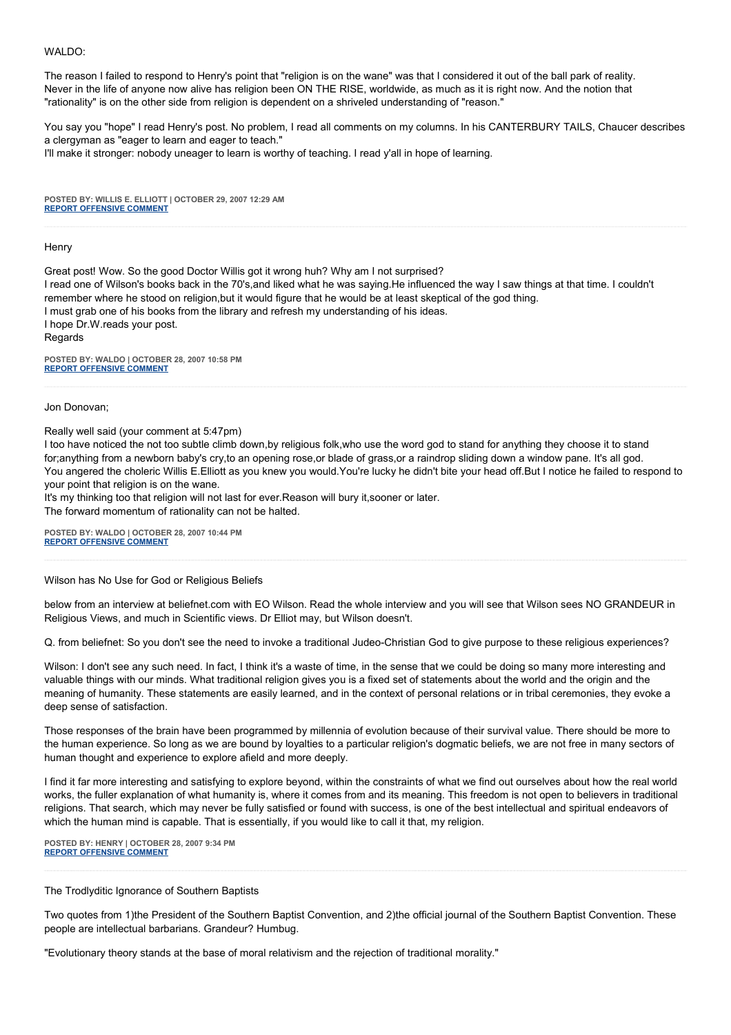WALDO:

The reason I failed to respond to Henry's point that "religion is on the wane" was that I considered it out of the ball park of reality. Never in the life of anyone now alive has religion been ON THE RISE, worldwide, as much as it is right now. And the notion that "rationality" is on the other side from religion is dependent on a shriveled understanding of "reason."

You say you "hope" I read Henry's post. No problem, I read all comments on my columns. In his CANTERBURY TAILS, Chaucer describes a clergyman as "eager to learn and eager to teach."
I'll make it stronger: nobody uneager to learn is worthy of teaching. I read y'all in hope of learning.

**POSTED BY: WILLIS E. ELLIOTT | OCTOBER 29, 2007 12:29 AM**
**REPORT OFFENSIVE COMMENT**

---

Henry

Great post! Wow. So the good Doctor Willis got it wrong huh? Why am I not surprised?
I read one of Wilson's books back in the 70's,and liked what he was saying.He influenced the way I saw things at that time. I couldn't remember where he stood on religion,but it would figure that he would be at least skeptical of the god thing.
I must grab one of his books from the library and refresh my understanding of his ideas.
I hope Dr.W.reads your post.
Regards

**POSTED BY: WALDO | OCTOBER 28, 2007 10:58 PM**
**REPORT OFFENSIVE COMMENT**

---

Jon Donovan;

Really well said (your comment at 5:47pm)
I too have noticed the not too subtle climb down,by religious folk,who use the word god to stand for anything they choose it to stand for;anything from a newborn baby's cry,to an opening rose,or blade of grass,or a raindrop sliding down a window pane. It's all god.
You angered the choleric Willis E.Elliott as you knew you would.You're lucky he didn't bite your head off.But I notice he failed to respond to your point that religion is on the wane.
It's my thinking too that religion will not last for ever.Reason will bury it,sooner or later.
The forward momentum of rationality can not be halted.

**POSTED BY: WALDO | OCTOBER 28, 2007 10:44 PM**
**REPORT OFFENSIVE COMMENT**

---

Wilson has No Use for God or Religious Beliefs

below from an interview at beliefnet.com with EO Wilson. Read the whole interview and you will see that Wilson sees NO GRANDEUR in Religious Views, and much in Scientific views. Dr Elliot may, but Wilson doesn't.

Q. from beliefnet: So you don't see the need to invoke a traditional Judeo-Christian God to give purpose to these religious experiences?

Wilson: I don't see any such need. In fact, I think it's a waste of time, in the sense that we could be doing so many more interesting and valuable things with our minds. What traditional religion gives you is a fixed set of statements about the world and the origin and the meaning of humanity. These statements are easily learned, and in the context of personal relations or in tribal ceremonies, they evoke a deep sense of satisfaction.

Those responses of the brain have been programmed by millennia of evolution because of their survival value. There should be more to the human experience. So long as we are bound by loyalties to a particular religion's dogmatic beliefs, we are not free in many sectors of human thought and experience to explore afield and more deeply.

I find it far more interesting and satisfying to explore beyond, within the constraints of what we find out ourselves about how the real world works, the fuller explanation of what humanity is, where it comes from and its meaning. This freedom is not open to believers in traditional religions. That search, which may never be fully satisfied or found with success, is one of the best intellectual and spiritual endeavors of which the human mind is capable. That is essentially, if you would like to call it that, my religion.

**POSTED BY: HENRY | OCTOBER 28, 2007 9:34 PM**
**REPORT OFFENSIVE COMMENT**

---

The Trodlyditic Ignorance of Southern Baptists

Two quotes from 1)the President of the Southern Baptist Convention, and 2)the official journal of the Southern Baptist Convention. These people are intellectual barbarians. Grandeur? Humbug.

"Evolutionary theory stands at the base of moral relativism and the rejection of traditional morality."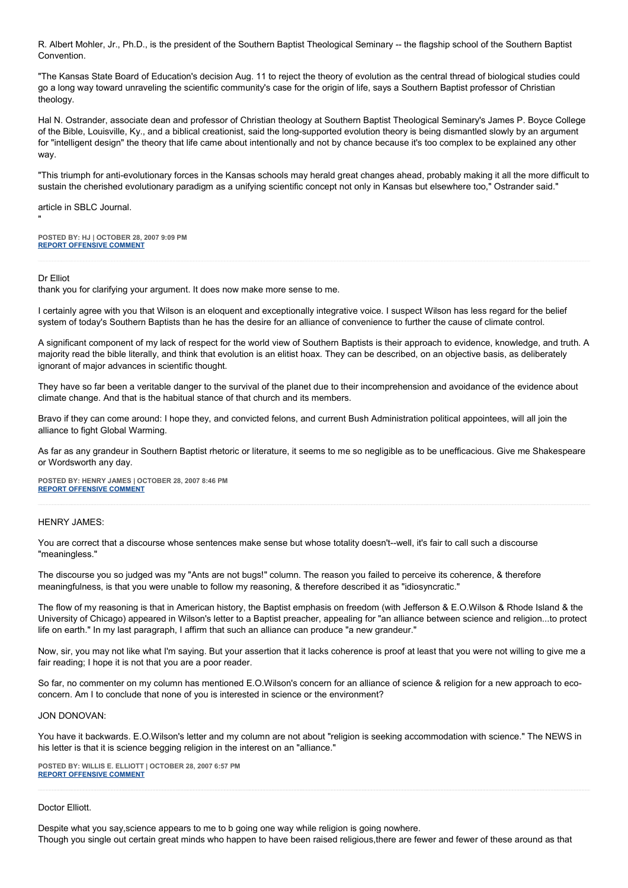R. Albert Mohler, Jr., Ph.D., is the president of the Southern Baptist Theological Seminary -- the flagship school of the Southern Baptist Convention.

"The Kansas State Board of Education's decision Aug. 11 to reject the theory of evolution as the central thread of biological studies could go a long way toward unraveling the scientific community's case for the origin of life, says a Southern Baptist professor of Christian theology.

Hal N. Ostrander, associate dean and professor of Christian theology at Southern Baptist Theological Seminary's James P. Boyce College of the Bible, Louisville, Ky., and a biblical creationist, said the long-supported evolution theory is being dismantled slowly by an argument for "intelligent design" the theory that life came about intentionally and not by chance because it's too complex to be explained any other way.

"This triumph for anti-evolutionary forces in the Kansas schools may herald great changes ahead, probably making it all the more difficult to sustain the cherished evolutionary paradigm as a unifying scientific concept not only in Kansas but elsewhere too," Ostrander said."

article in SBLC Journal.

"

**POSTED BY: HJ | OCTOBER 28, 2007 9:09 PM**
**REPORT OFFENSIVE COMMENT**

---

Dr Elliot
thank you for clarifying your argument. It does now make more sense to me.

I certainly agree with you that Wilson is an eloquent and exceptionally integrative voice. I suspect Wilson has less regard for the belief system of today's Southern Baptists than he has the desire for an alliance of convenience to further the cause of climate control.

A significant component of my lack of respect for the world view of Southern Baptists is their approach to evidence, knowledge, and truth. A majority read the bible literally, and think that evolution is an elitist hoax. They can be described, on an objective basis, as deliberately ignorant of major advances in scientific thought.

They have so far been a veritable danger to the survival of the planet due to their incomprehension and avoidance of the evidence about climate change. And that is the habitual stance of that church and its members.

Bravo if they can come around: I hope they, and convicted felons, and current Bush Administration political appointees, will all join the alliance to fight Global Warming.

As far as any grandeur in Southern Baptist rhetoric or literature, it seems to me so negligible as to be unefficacious. Give me Shakespeare or Wordsworth any day.

**POSTED BY: HENRY JAMES | OCTOBER 28, 2007 8:46 PM**
**REPORT OFFENSIVE COMMENT**

---

HENRY JAMES:

You are correct that a discourse whose sentences make sense but whose totality doesn't--well, it's fair to call such a discourse "meaningless."

The discourse you so judged was my "Ants are not bugs!" column. The reason you failed to perceive its coherence, & therefore meaningfulness, is that you were unable to follow my reasoning, & therefore described it as "idiosyncratic."

The flow of my reasoning is that in American history, the Baptist emphasis on freedom (with Jefferson & E.O.Wilson & Rhode Island & the University of Chicago) appeared in Wilson's letter to a Baptist preacher, appealing for "an alliance between science and religion...to protect life on earth." In my last paragraph, I affirm that such an alliance can produce "a new grandeur."

Now, sir, you may not like what I'm saying. But your assertion that it lacks coherence is proof at least that you were not willing to give me a fair reading; I hope it is not that you are a poor reader.

So far, no commenter on my column has mentioned E.O.Wilson's concern for an alliance of science & religion for a new approach to eco-concern. Am I to conclude that none of you is interested in science or the environment?

JON DONOVAN:

You have it backwards. E.O.Wilson's letter and my column are not about "religion is seeking accommodation with science." The NEWS in his letter is that it is science begging religion in the interest on an "alliance."

**POSTED BY: WILLIS E. ELLIOTT | OCTOBER 28, 2007 6:57 PM**
**REPORT OFFENSIVE COMMENT**

---

Doctor Elliott.

Despite what you say,science appears to me to b going one way while religion is going nowhere.
Though you single out certain great minds who happen to have been raised religious,there are fewer and fewer of these around as that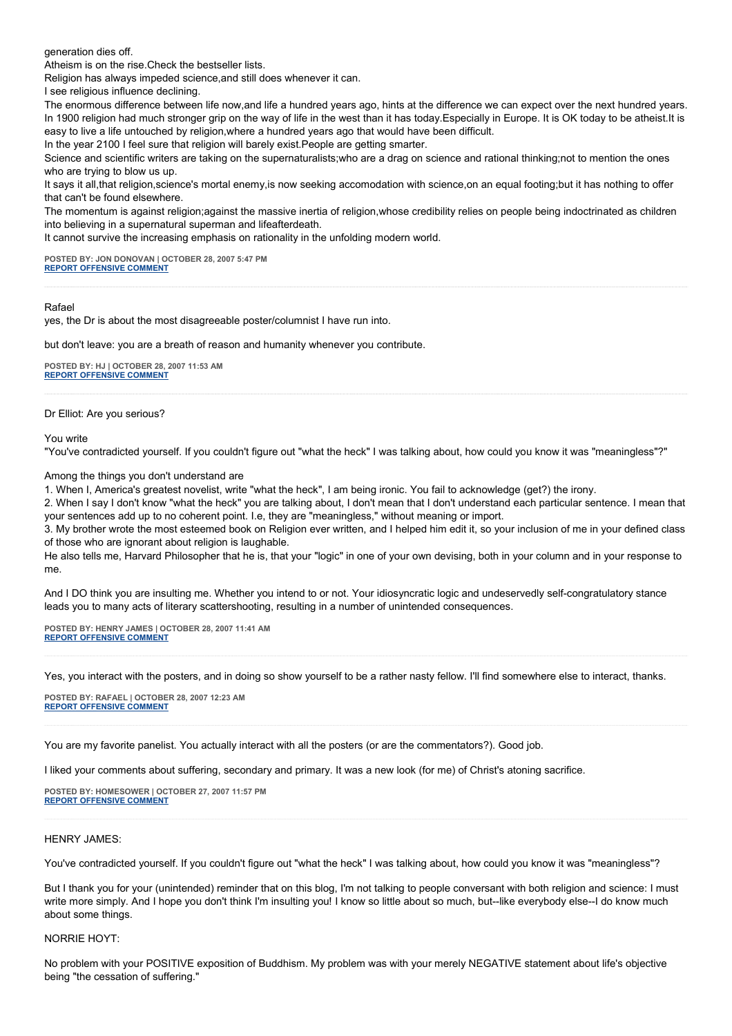generation dies off.

Atheism is on the rise.Check the bestseller lists.

Religion has always impeded science,and still does whenever it can.

I see religious influence declining.

The enormous difference between life now,and life a hundred years ago, hints at the difference we can expect over the next hundred years. In 1900 religion had much stronger grip on the way of life in the west than it has today.Especially in Europe. It is OK today to be atheist.It is easy to live a life untouched by religion,where a hundred years ago that would have been difficult.

In the year 2100 I feel sure that religion will barely exist.People are getting smarter.

Science and scientific writers are taking on the supernaturalists;who are a drag on science and rational thinking;not to mention the ones who are trying to blow us up.

It says it all,that religion,science's mortal enemy,is now seeking accomodation with science,on an equal footing;but it has nothing to offer that can't be found elsewhere.

The momentum is against religion;against the massive inertia of religion,whose credibility relies on people being indoctrinated as children into believing in a supernatural superman and lifeafterdeath.

It cannot survive the increasing emphasis on rationality in the unfolding modern world.

**POSTED BY: JON DONOVAN | OCTOBER 28, 2007 5:47 PM**
**REPORT OFFENSIVE COMMENT**

---

Rafael

yes, the Dr is about the most disagreeable poster/columnist I have run into.

but don't leave: you are a breath of reason and humanity whenever you contribute.

**POSTED BY: HJ | OCTOBER 28, 2007 11:53 AM**
**REPORT OFFENSIVE COMMENT**

---

Dr Elliot: Are you serious?

You write

"You've contradicted yourself. If you couldn't figure out "what the heck" I was talking about, how could you know it was "meaningless"?"

Among the things you don't understand are

1. When I, America's greatest novelist, write "what the heck", I am being ironic. You fail to acknowledge (get?) the irony.
2. When I say I don't know "what the heck" you are talking about, I don't mean that I don't understand each particular sentence. I mean that your sentences add up to no coherent point. I.e, they are "meaningless," without meaning or import.
3. My brother wrote the most esteemed book on Religion ever written, and I helped him edit it, so your inclusion of me in your defined class of those who are ignorant about religion is laughable.

He also tells me, Harvard Philosopher that he is, that your "logic" in one of your own devising, both in your column and in your response to me.

And I DO think you are insulting me. Whether you intend to or not. Your idiosyncratic logic and undeservedly self-congratulatory stance leads you to many acts of literary scattershooting, resulting in a number of unintended consequences.

**POSTED BY: HENRY JAMES | OCTOBER 28, 2007 11:41 AM**
**REPORT OFFENSIVE COMMENT**

---

Yes, you interact with the posters, and in doing so show yourself to be a rather nasty fellow. I'll find somewhere else to interact, thanks.

**POSTED BY: RAFAEL | OCTOBER 28, 2007 12:23 AM**
**REPORT OFFENSIVE COMMENT**

---

You are my favorite panelist. You actually interact with all the posters (or are the commentators?). Good job.

I liked your comments about suffering, secondary and primary. It was a new look (for me) of Christ's atoning sacrifice.

**POSTED BY: HOMESOWER | OCTOBER 27, 2007 11:57 PM**
**REPORT OFFENSIVE COMMENT**

---

HENRY JAMES:

You've contradicted yourself. If you couldn't figure out "what the heck" I was talking about, how could you know it was "meaningless"?

But I thank you for your (unintended) reminder that on this blog, I'm not talking to people conversant with both religion and science: I must write more simply. And I hope you don't think I'm insulting you! I know so little about so much, but--like everybody else--I do know much about some things.

NORRIE HOYT:

No problem with your POSITIVE exposition of Buddhism. My problem was with your merely NEGATIVE statement about life's objective being "the cessation of suffering."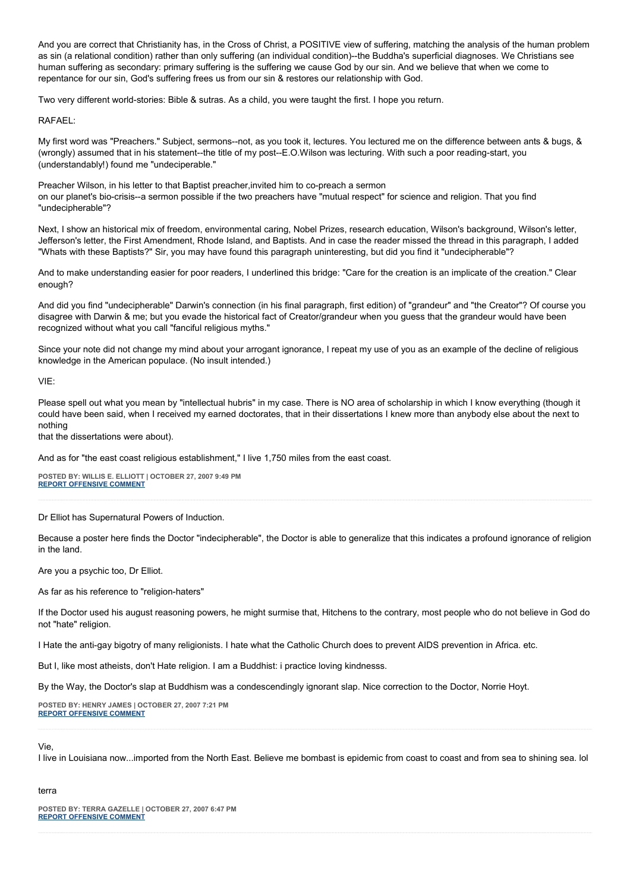And you are correct that Christianity has, in the Cross of Christ, a POSITIVE view of suffering, matching the analysis of the human problem as sin (a relational condition) rather than only suffering (an individual condition)--the Buddha's superficial diagnoses. We Christians see human suffering as secondary: primary suffering is the suffering we cause God by our sin. And we believe that when we come to repentance for our sin, God's suffering frees us from our sin & restores our relationship with God.

Two very different world-stories: Bible & sutras. As a child, you were taught the first. I hope you return.

RAFAEL:

My first word was "Preachers." Subject, sermons--not, as you took it, lectures. You lectured me on the difference between ants & bugs, & (wrongly) assumed that in his statement--the title of my post--E.O.Wilson was lecturing. With such a poor reading-start, you (understandably!) found me "undeciperable."

Preacher Wilson, in his letter to that Baptist preacher,invited him to co-preach a sermon
on our planet's bio-crisis--a sermon possible if the two preachers have "mutual respect" for science and religion. That you find "undecipherable"?

Next, I show an historical mix of freedom, environmental caring, Nobel Prizes, research education, Wilson's background, Wilson's letter, Jefferson's letter, the First Amendment, Rhode Island, and Baptists. And in case the reader missed the thread in this paragraph, I added "Whats with these Baptists?" Sir, you may have found this paragraph uninteresting, but did you find it "undecipherable"?

And to make understanding easier for poor readers, I underlined this bridge: "Care for the creation is an implicate of the creation." Clear enough?

And did you find "undecipherable" Darwin's connection (in his final paragraph, first edition) of "grandeur" and "the Creator"? Of course you disagree with Darwin & me; but you evade the historical fact of Creator/grandeur when you guess that the grandeur would have been recognized without what you call "fanciful religious myths."

Since your note did not change my mind about your arrogant ignorance, I repeat my use of you as an example of the decline of religious knowledge in the American populace. (No insult intended.)

VIE:

Please spell out what you mean by "intellectual hubris" in my case. There is NO area of scholarship in which I know everything (though it could have been said, when I received my earned doctorates, that in their dissertations I knew more than anybody else about the next to nothing
that the dissertations were about).

And as for "the east coast religious establishment," I live 1,750 miles from the east coast.

**POSTED BY: WILLIS E. ELLIOTT | OCTOBER 27, 2007 9:49 PM**
**REPORT OFFENSIVE COMMENT**

---

Dr Elliot has Supernatural Powers of Induction.

Because a poster here finds the Doctor "indecipherable", the Doctor is able to generalize that this indicates a profound ignorance of religion in the land.

Are you a psychic too, Dr Elliot.

As far as his reference to "religion-haters"

If the Doctor used his august reasoning powers, he might surmise that, Hitchens to the contrary, most people who do not believe in God do not "hate" religion.

I Hate the anti-gay bigotry of many religionists. I hate what the Catholic Church does to prevent AIDS prevention in Africa. etc.

But I, like most atheists, don't Hate religion. I am a Buddhist: i practice loving kindnesss.

By the Way, the Doctor's slap at Buddhism was a condescendingly ignorant slap. Nice correction to the Doctor, Norrie Hoyt.

**POSTED BY: HENRY JAMES | OCTOBER 27, 2007 7:21 PM**
**REPORT OFFENSIVE COMMENT**

---

Vie,
I live in Louisiana now...imported from the North East. Believe me bombast is epidemic from coast to coast and from sea to shining sea. lol

terra

**POSTED BY: TERRA GAZELLE | OCTOBER 27, 2007 6:47 PM**
**REPORT OFFENSIVE COMMENT**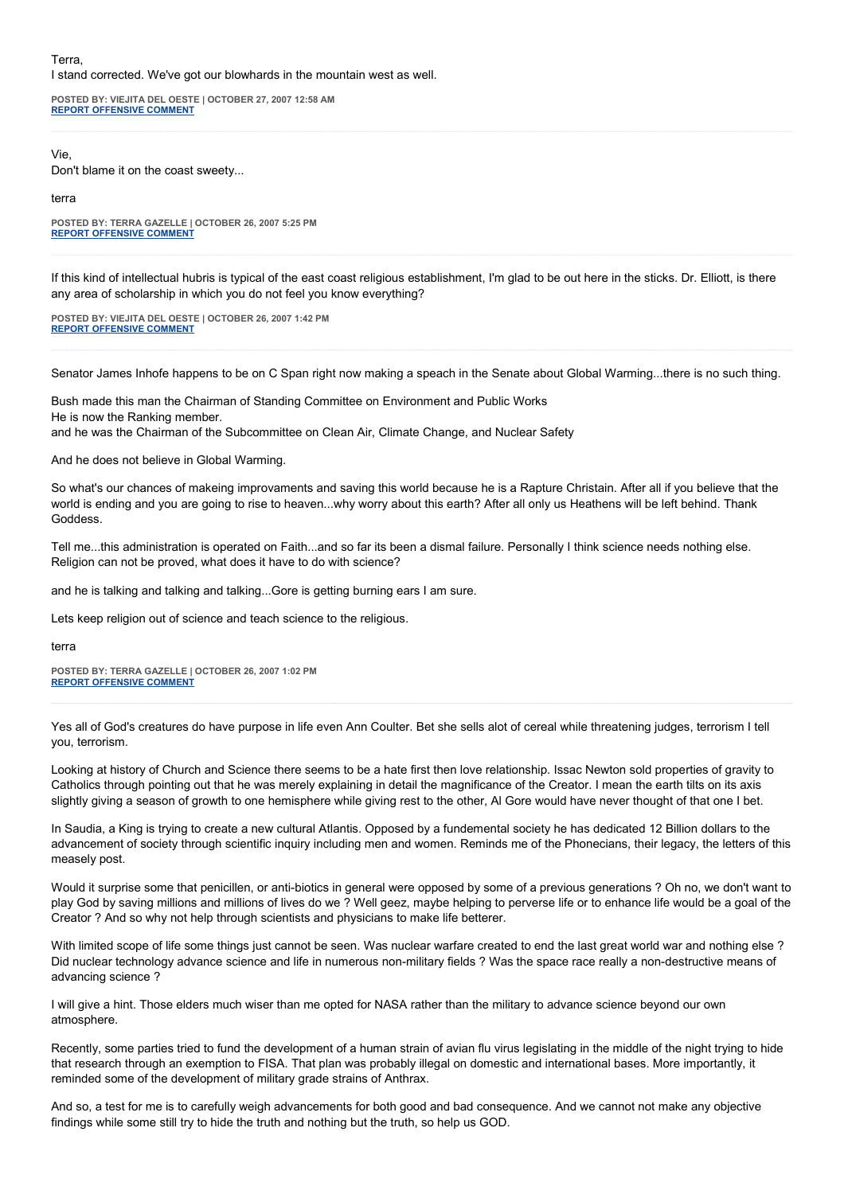Terra,
I stand corrected. We've got our blowhards in the mountain west as well.

**POSTED BY: VIEJITA DEL OESTE | OCTOBER 27, 2007 12:58 AM**
**REPORT OFFENSIVE COMMENT**

---

Vie,
Don't blame it on the coast sweety...

terra

**POSTED BY: TERRA GAZELLE | OCTOBER 26, 2007 5:25 PM**
**REPORT OFFENSIVE COMMENT**

---

If this kind of intellectual hubris is typical of the east coast religious establishment, I'm glad to be out here in the sticks. Dr. Elliott, is there any area of scholarship in which you do not feel you know everything?

**POSTED BY: VIEJITA DEL OESTE | OCTOBER 26, 2007 1:42 PM**
**REPORT OFFENSIVE COMMENT**

---

Senator James Inhofe happens to be on C Span right now making a speach in the Senate about Global Warming...there is no such thing.

Bush made this man the Chairman of Standing Committee on Environment and Public Works
He is now the Ranking member.
and he was the Chairman of the Subcommittee on Clean Air, Climate Change, and Nuclear Safety

And he does not believe in Global Warming.

So what's our chances of makeing improvaments and saving this world because he is a Rapture Christain. After all if you believe that the world is ending and you are going to rise to heaven...why worry about this earth? After all only us Heathens will be left behind. Thank Goddess.

Tell me...this administration is operated on Faith...and so far its been a dismal failure. Personally I think science needs nothing else. Religion can not be proved, what does it have to do with science?

and he is talking and talking and talking...Gore is getting burning ears I am sure.

Lets keep religion out of science and teach science to the religious.

terra

**POSTED BY: TERRA GAZELLE | OCTOBER 26, 2007 1:02 PM**
**REPORT OFFENSIVE COMMENT**

---

Yes all of God's creatures do have purpose in life even Ann Coulter. Bet she sells alot of cereal while threatening judges, terrorism I tell you, terrorism.

Looking at history of Church and Science there seems to be a hate first then love relationship. Issac Newton sold properties of gravity to Catholics through pointing out that he was merely explaining in detail the magnificance of the Creator. I mean the earth tilts on its axis slightly giving a season of growth to one hemisphere while giving rest to the other, Al Gore would have never thought of that one I bet.

In Saudia, a King is trying to create a new cultural Atlantis. Opposed by a fundemental society he has dedicated 12 Billion dollars to the advancement of society through scientific inquiry including men and women. Reminds me of the Phonecians, their legacy, the letters of this measely post.

Would it surprise some that penicillen, or anti-biotics in general were opposed by some of a previous generations ? Oh no, we don't want to play God by saving millions and millions of lives do we ? Well geez, maybe helping to perverse life or to enhance life would be a goal of the Creator ? And so why not help through scientists and physicians to make life betterer.

With limited scope of life some things just cannot be seen. Was nuclear warfare created to end the last great world war and nothing else ? Did nuclear technology advance science and life in numerous non-military fields ? Was the space race really a non-destructive means of advancing science ?

I will give a hint. Those elders much wiser than me opted for NASA rather than the military to advance science beyond our own atmosphere.

Recently, some parties tried to fund the development of a human strain of avian flu virus legislating in the middle of the night trying to hide that research through an exemption to FISA. That plan was probably illegal on domestic and international bases. More importantly, it reminded some of the development of military grade strains of Anthrax.

And so, a test for me is to carefully weigh advancements for both good and bad consequence. And we cannot not make any objective findings while some still try to hide the truth and nothing but the truth, so help us GOD.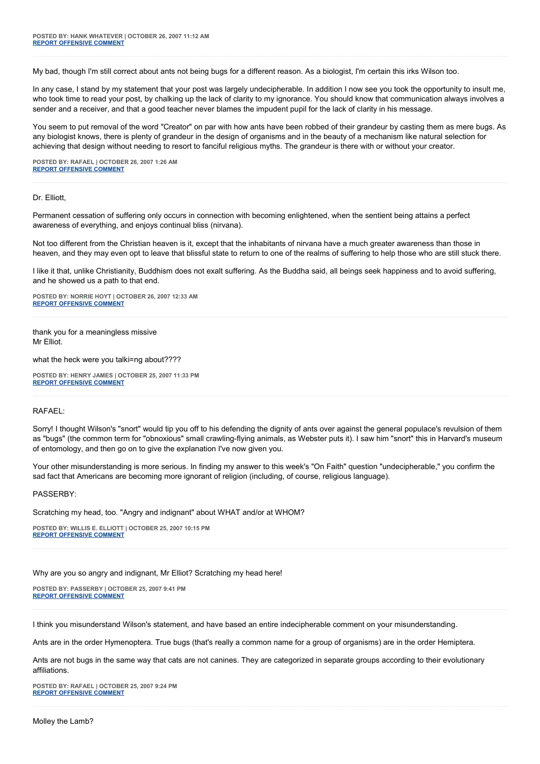**POSTED BY: HANK WHATEVER | OCTOBER 26, 2007 11:12 AM**
**REPORT OFFENSIVE COMMENT**

My bad, though I'm still correct about ants not being bugs for a different reason. As a biologist, I'm certain this irks Wilson too.

In any case, I stand by my statement that your post was largely undecipherable. In addition I now see you took the opportunity to insult me, who took time to read your post, by chalking up the lack of clarity to my ignorance. You should know that communication always involves a sender and a receiver, and that a good teacher never blames the impudent pupil for the lack of clarity in his message.

You seem to put removal of the word "Creator" on par with how ants have been robbed of their grandeur by casting them as mere bugs. As any biologist knows, there is plenty of grandeur in the design of organisms and in the beauty of a mechanism like natural selection for achieving that design without needing to resort to fanciful religious myths. The grandeur is there with or without your creator.

**POSTED BY: RAFAEL | OCTOBER 26, 2007 1:26 AM**
**REPORT OFFENSIVE COMMENT**

---

Dr. Elliott,

Permanent cessation of suffering only occurs in connection with becoming enlightened, when the sentient being attains a perfect awareness of everything, and enjoys continual bliss (nirvana).

Not too different from the Christian heaven is it, except that the inhabitants of nirvana have a much greater awareness than those in heaven, and they may even opt to leave that blissful state to return to one of the realms of suffering to help those who are still stuck there.

I like it that, unlike Christianity, Buddhism does not exalt suffering. As the Buddha said, all beings seek happiness and to avoid suffering, and he showed us a path to that end.

**POSTED BY: NORRIE HOYT | OCTOBER 26, 2007 12:33 AM**
**REPORT OFFENSIVE COMMENT**

---

thank you for a meaningless missive
Mr Elliot.

what the heck were you talki=ng about????

**POSTED BY: HENRY JAMES | OCTOBER 25, 2007 11:33 PM**
**REPORT OFFENSIVE COMMENT**

---

RAFAEL:

Sorry! I thought Wilson's "snort" would tip you off to his defending the dignity of ants over against the general populace's revulsion of them as "bugs" (the common term for "obnoxious" small crawling-flying animals, as Webster puts it). I saw him "snort" this in Harvard's museum of entomology, and then go on to give the explanation I've now given you.

Your other misunderstanding is more serious. In finding my answer to this week's "On Faith" question "undecipherable," you confirm the sad fact that Americans are becoming more ignorant of religion (including, of course, religious language).

PASSERBY:

Scratching my head, too. "Angry and indignant" about WHAT and/or at WHOM?

**POSTED BY: WILLIS E. ELLIOTT | OCTOBER 25, 2007 10:15 PM**
**REPORT OFFENSIVE COMMENT**

---

Why are you so angry and indignant, Mr Elliot? Scratching my head here!

**POSTED BY: PASSERBY | OCTOBER 25, 2007 9:41 PM**
**REPORT OFFENSIVE COMMENT**

---

I think you misunderstand Wilson's statement, and have based an entire indecipherable comment on your misunderstanding.

Ants are in the order Hymenoptera. True bugs (that's really a common name for a group of organisms) are in the order Hemiptera.

Ants are not bugs in the same way that cats are not canines. They are categorized in separate groups according to their evolutionary affiliations.

**POSTED BY: RAFAEL | OCTOBER 25, 2007 9:24 PM**
**REPORT OFFENSIVE COMMENT**

---

Molley the Lamb?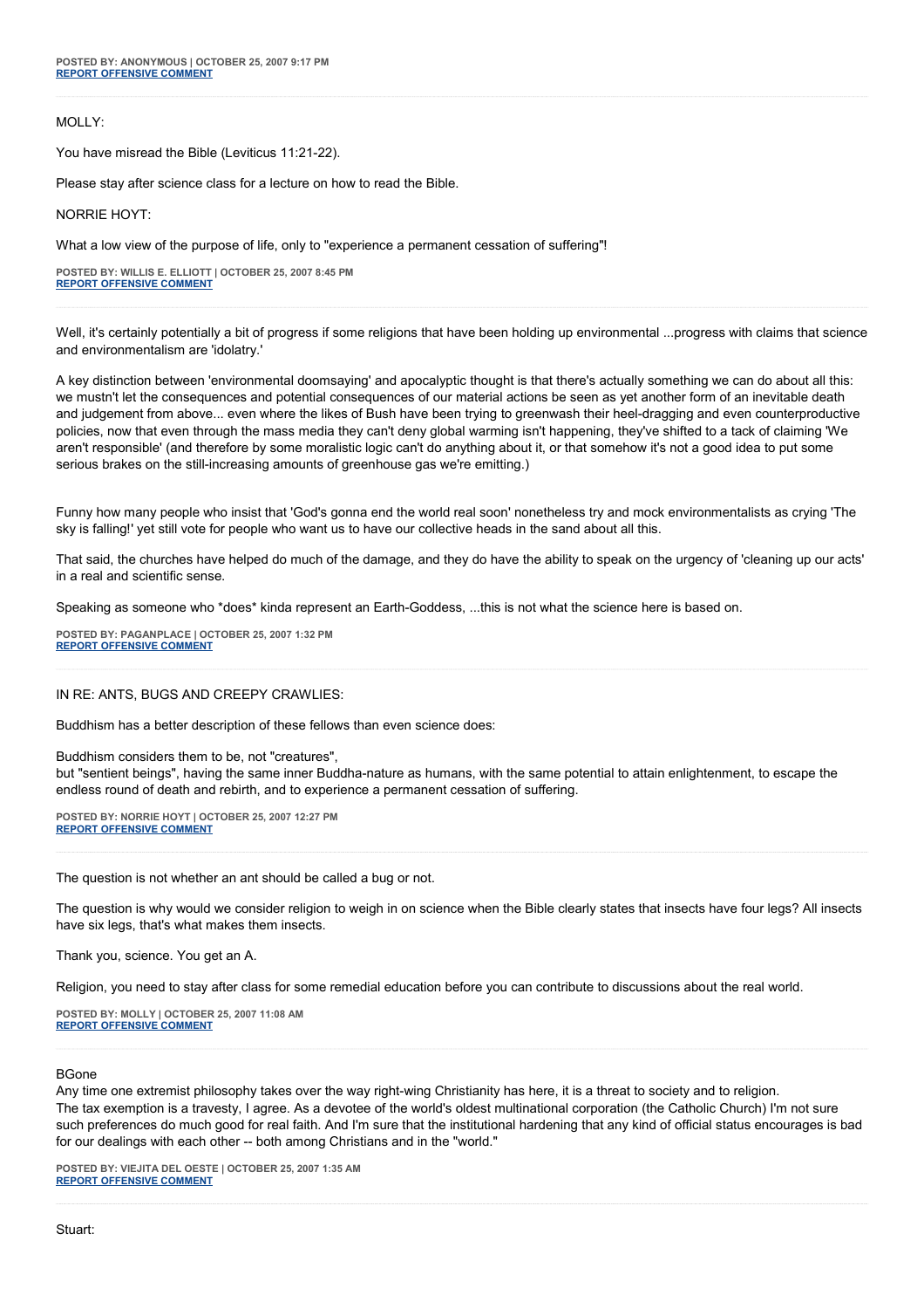**POSTED BY: ANONYMOUS | OCTOBER 25, 2007 9:17 PM**
**REPORT OFFENSIVE COMMENT**

---

MOLLY:

You have misread the Bible (Leviticus 11:21-22).

Please stay after science class for a lecture on how to read the Bible.

NORRIE HOYT:

What a low view of the purpose of life, only to "experience a permanent cessation of suffering"!

**POSTED BY: WILLIS E. ELLIOTT | OCTOBER 25, 2007 8:45 PM**
**REPORT OFFENSIVE COMMENT**

---

Well, it's certainly potentially a bit of progress if some religions that have been holding up environmental ...progress with claims that science and environmentalism are 'idolatry.'

A key distinction between 'environmental doomsaying' and apocalyptic thought is that there's actually something we can do about all this: we mustn't let the consequences and potential consequences of our material actions be seen as yet another form of an inevitable death and judgement from above... even where the likes of Bush have been trying to greenwash their heel-dragging and even counterproductive policies, now that even through the mass media they can't deny global warming isn't happening, they've shifted to a tack of claiming 'We aren't responsible' (and therefore by some moralistic logic can't do anything about it, or that somehow it's not a good idea to put some serious brakes on the still-increasing amounts of greenhouse gas we're emitting.)

Funny how many people who insist that 'God's gonna end the world real soon' nonetheless try and mock environmentalists as crying 'The sky is falling!' yet still vote for people who want us to have our collective heads in the sand about all this.

That said, the churches have helped do much of the damage, and they do have the ability to speak on the urgency of 'cleaning up our acts' in a real and scientific sense.

Speaking as someone who *does* kinda represent an Earth-Goddess, ...this is not what the science here is based on.

**POSTED BY: PAGANPLACE | OCTOBER 25, 2007 1:32 PM**
**REPORT OFFENSIVE COMMENT**

---

IN RE: ANTS, BUGS AND CREEPY CRAWLIES:

Buddhism has a better description of these fellows than even science does:

Buddhism considers them to be, not "creatures",
but "sentient beings", having the same inner Buddha-nature as humans, with the same potential to attain enlightenment, to escape the endless round of death and rebirth, and to experience a permanent cessation of suffering.

**POSTED BY: NORRIE HOYT | OCTOBER 25, 2007 12:27 PM**
**REPORT OFFENSIVE COMMENT**

---

The question is not whether an ant should be called a bug or not.

The question is why would we consider religion to weigh in on science when the Bible clearly states that insects have four legs? All insects have six legs, that's what makes them insects.

Thank you, science. You get an A.

Religion, you need to stay after class for some remedial education before you can contribute to discussions about the real world.

**POSTED BY: MOLLY | OCTOBER 25, 2007 11:08 AM**
**REPORT OFFENSIVE COMMENT**

---

BGone
Any time one extremist philosophy takes over the way right-wing Christianity has here, it is a threat to society and to religion.
The tax exemption is a travesty, I agree. As a devotee of the world's oldest multinational corporation (the Catholic Church) I'm not sure such preferences do much good for real faith. And I'm sure that the institutional hardening that any kind of official status encourages is bad for our dealings with each other -- both among Christians and in the "world."

**POSTED BY: VIEJITA DEL OESTE | OCTOBER 25, 2007 1:35 AM**
**REPORT OFFENSIVE COMMENT**

---

Stuart: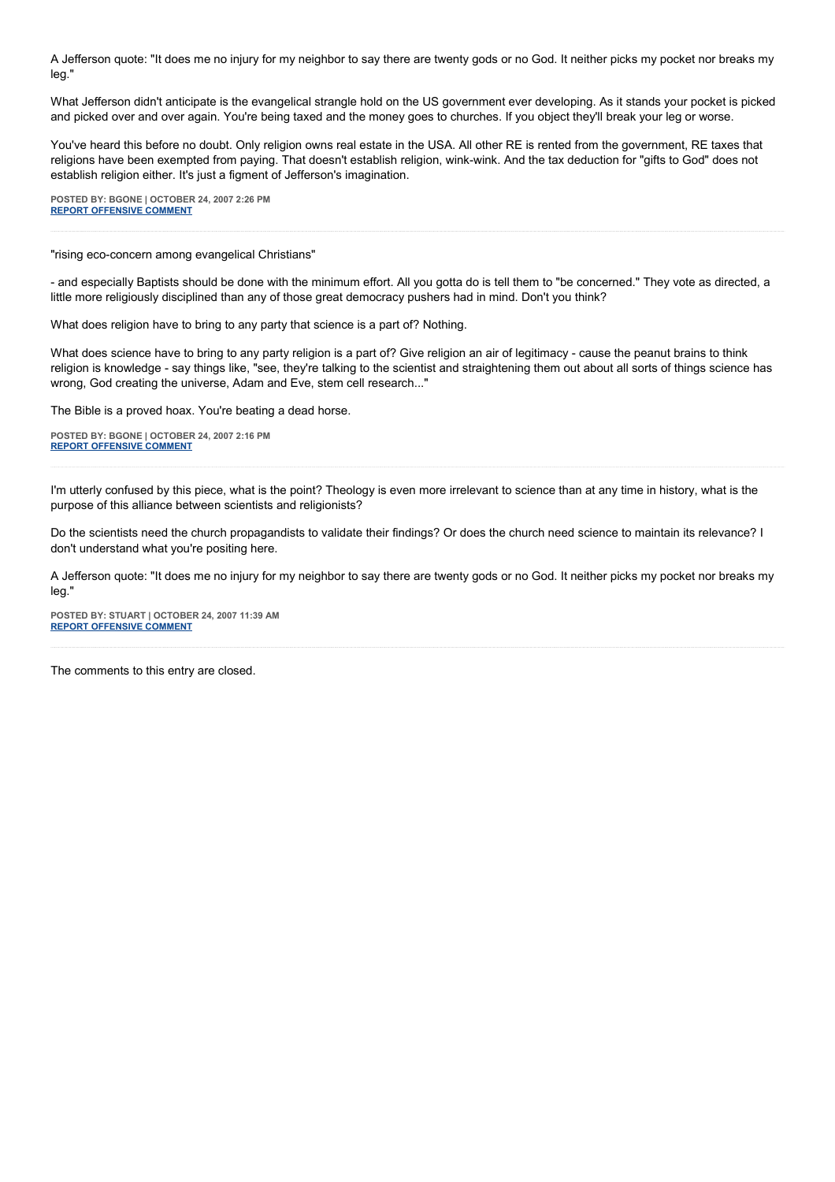A Jefferson quote: "It does me no injury for my neighbor to say there are twenty gods or no God. It neither picks my pocket nor breaks my leg."

What Jefferson didn't anticipate is the evangelical strangle hold on the US government ever developing. As it stands your pocket is picked and picked over and over again. You're being taxed and the money goes to churches. If you object they'll break your leg or worse.

You've heard this before no doubt. Only religion owns real estate in the USA. All other RE is rented from the government, RE taxes that religions have been exempted from paying. That doesn't establish religion, wink-wink. And the tax deduction for "gifts to God" does not establish religion either. It's just a figment of Jefferson's imagination.

**POSTED BY: BGONE | OCTOBER 24, 2007 2:26 PM**
**REPORT OFFENSIVE COMMENT**

---

"rising eco-concern among evangelical Christians"

- and especially Baptists should be done with the minimum effort. All you gotta do is tell them to "be concerned." They vote as directed, a little more religiously disciplined than any of those great democracy pushers had in mind. Don't you think?

What does religion have to bring to any party that science is a part of? Nothing.

What does science have to bring to any party religion is a part of? Give religion an air of legitimacy - cause the peanut brains to think religion is knowledge - say things like, "see, they're talking to the scientist and straightening them out about all sorts of things science has wrong, God creating the universe, Adam and Eve, stem cell research..."

The Bible is a proved hoax. You're beating a dead horse.

**POSTED BY: BGONE | OCTOBER 24, 2007 2:16 PM**
**REPORT OFFENSIVE COMMENT**

---

I'm utterly confused by this piece, what is the point? Theology is even more irrelevant to science than at any time in history, what is the purpose of this alliance between scientists and religionists?

Do the scientists need the church propagandists to validate their findings? Or does the church need science to maintain its relevance? I don't understand what you're positing here.

A Jefferson quote: "It does me no injury for my neighbor to say there are twenty gods or no God. It neither picks my pocket nor breaks my leg."

**POSTED BY: STUART | OCTOBER 24, 2007 11:39 AM**
**REPORT OFFENSIVE COMMENT**

---

The comments to this entry are closed.